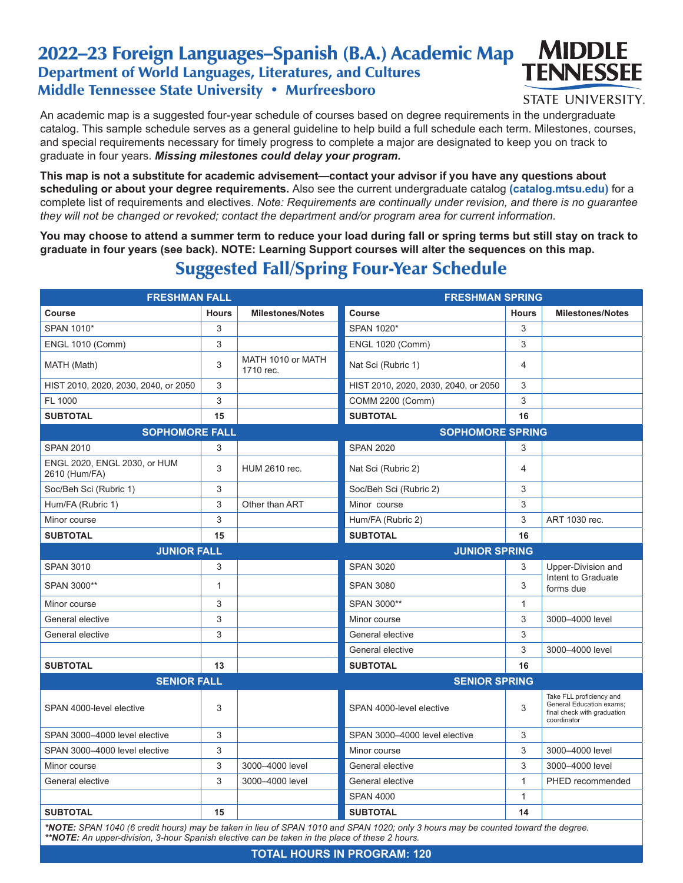# 2022–23 Foreign Languages–Spanish (B.A.) Academic Map

## Department of World Languages, Literatures, and Cultures

## Middle Tennessee State University • Murfreesboro

An academic map is a suggested four-year schedule of courses based on degree requirements in the undergraduate catalog. This sample schedule serves as a general guideline to help build a full schedule each term. Milestones, courses, and special requirements necessary for timely progress to complete a major are designated to keep you on track to graduate in four years. ***Missing milestones could delay your program.***

**This map is not a substitute for academic advisement—contact your advisor if you have any questions about scheduling or about your degree requirements.** Also see the current undergraduate catalog **(catalog.mtsu.edu)** for a complete list of requirements and electives. *Note: Requirements are continually under revision, and there is no guarantee they will not be changed or revoked; contact the department and/or program area for current information.*

**You may choose to attend a summer term to reduce your load during fall or spring terms but still stay on track to graduate in four years (see back). NOTE: Learning Support courses will alter the sequences on this map.**

## Suggested Fall/Spring Four-Year Schedule

| FRESHMAN FALL | | | FRESHMAN SPRING | | |
|---|---|---|---|---|---|
| **Course** | **Hours** | **Milestones/Notes** | **Course** | **Hours** | **Milestones/Notes** |
| SPAN 1010* | 3 | | SPAN 1020* | 3 | |
| ENGL 1010 (Comm) | 3 | | ENGL 1020 (Comm) | 3 | |
| MATH (Math) | 3 | MATH 1010 or MATH 1710 rec. | Nat Sci (Rubric 1) | 4 | |
| HIST 2010, 2020, 2030, 2040, or 2050 | 3 | | HIST 2010, 2020, 2030, 2040, or 2050 | 3 | |
| FL 1000 | 3 | | COMM 2200 (Comm) | 3 | |
| **SUBTOTAL** | **15** | | **SUBTOTAL** | **16** | |
| **SOPHOMORE FALL** | | | **SOPHOMORE SPRING** | | |
| SPAN 2010 | 3 | | SPAN 2020 | 3 | |
| ENGL 2020, ENGL 2030, or HUM 2610 (Hum/FA) | 3 | HUM 2610 rec. | Nat Sci (Rubric 2) | 4 | |
| Soc/Beh Sci (Rubric 1) | 3 | | Soc/Beh Sci (Rubric 2) | 3 | |
| Hum/FA (Rubric 1) | 3 | Other than ART | Minor course | 3 | |
| Minor course | 3 | | Hum/FA (Rubric 2) | 3 | ART 1030 rec. |
| **SUBTOTAL** | **15** | | **SUBTOTAL** | **16** | |
| **JUNIOR FALL** | | | **JUNIOR SPRING** | | |
| SPAN 3010 | 3 | | SPAN 3020 | 3 | Upper-Division and Intent to Graduate forms due |
| SPAN 3000** | 1 | | SPAN 3080 | 3 | |
| Minor course | 3 | | SPAN 3000** | 1 | |
| General elective | 3 | | Minor course | 3 | 3000–4000 level |
| General elective | 3 | | General elective | 3 | |
| | | | General elective | 3 | 3000–4000 level |
| **SUBTOTAL** | **13** | | **SUBTOTAL** | **16** | |
| **SENIOR FALL** | | | **SENIOR SPRING** | | |
| SPAN 4000-level elective | 3 | | SPAN 4000-level elective | 3 | Take FLL proficiency and General Education exams; final check with graduation coordinator |
| SPAN 3000–4000 level elective | 3 | | SPAN 3000–4000 level elective | 3 | |
| SPAN 3000–4000 level elective | 3 | | Minor course | 3 | 3000–4000 level |
| Minor course | 3 | 3000–4000 level | General elective | 3 | 3000–4000 level |
| General elective | 3 | 3000–4000 level | General elective | 1 | PHED recommended |
| | | | SPAN 4000 | 1 | |
| **SUBTOTAL** | **15** | | **SUBTOTAL** | **14** | |

****NOTE:*** *SPAN 1040 (6 credit hours) may be taken in lieu of SPAN 1010 and SPAN 1020; only 3 hours may be counted toward the degree.*
*****NOTE:*** *An upper-division, 3-hour Spanish elective can be taken in the place of these 2 hours.*

**TOTAL HOURS IN PROGRAM: 120**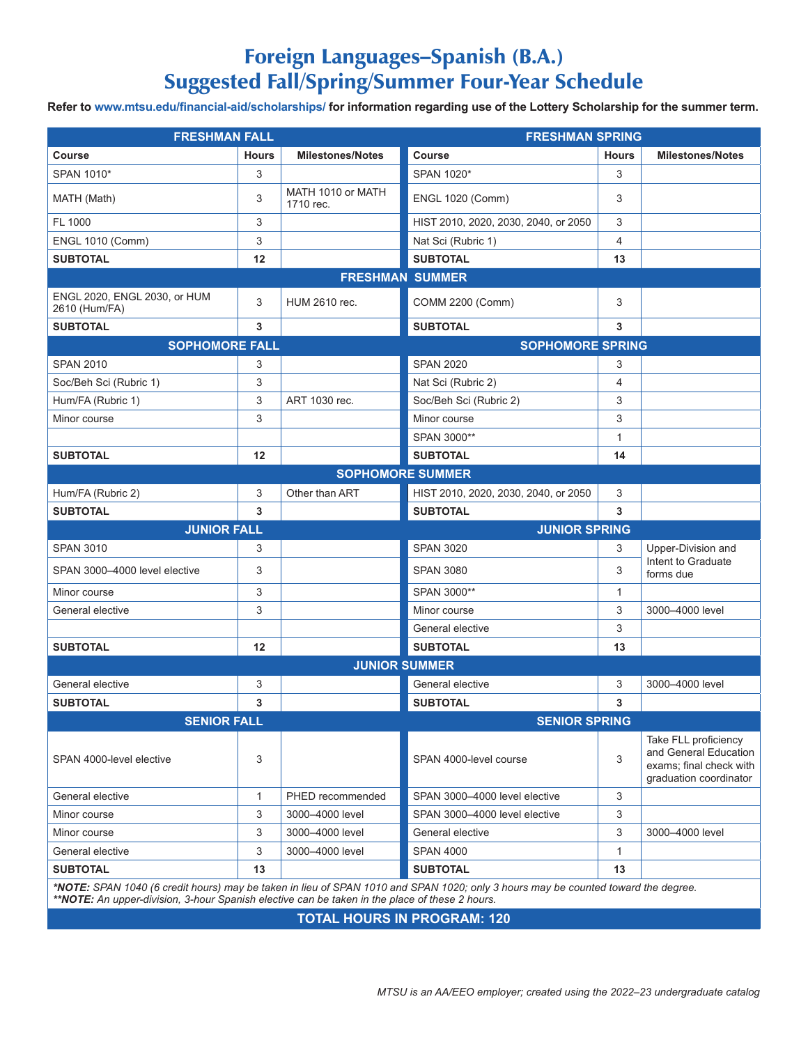# Foreign Languages–Spanish (B.A.)
# Suggested Fall/Spring/Summer Four-Year Schedule

**Refer to www.mtsu.edu/financial-aid/scholarships/ for information regarding use of the Lottery Scholarship for the summer term.**

| FRESHMAN FALL | | | FRESHMAN SPRING | | |
|---|---|---|---|---|---|
| **Course** | **Hours** | **Milestones/Notes** | **Course** | **Hours** | **Milestones/Notes** |
| SPAN 1010* | 3 | | SPAN 1020* | 3 | |
| MATH (Math) | 3 | MATH 1010 or MATH 1710 rec. | ENGL 1020 (Comm) | 3 | |
| FL 1000 | 3 | | HIST 2010, 2020, 2030, 2040, or 2050 | 3 | |
| ENGL 1010 (Comm) | 3 | | Nat Sci (Rubric 1) | 4 | |
| **SUBTOTAL** | **12** | | **SUBTOTAL** | **13** | |
| **FRESHMAN SUMMER** | | | | | |
| ENGL 2020, ENGL 2030, or HUM 2610 (Hum/FA) | 3 | HUM 2610 rec. | COMM 2200 (Comm) | 3 | |
| **SUBTOTAL** | **3** | | **SUBTOTAL** | **3** | |
| **SOPHOMORE FALL** | | | **SOPHOMORE SPRING** | | |
| SPAN 2010 | 3 | | SPAN 2020 | 3 | |
| Soc/Beh Sci (Rubric 1) | 3 | | Nat Sci (Rubric 2) | 4 | |
| Hum/FA (Rubric 1) | 3 | ART 1030 rec. | Soc/Beh Sci (Rubric 2) | 3 | |
| Minor course | 3 | | Minor course | 3 | |
| | | | SPAN 3000** | 1 | |
| **SUBTOTAL** | **12** | | **SUBTOTAL** | **14** | |
| **SOPHOMORE SUMMER** | | | | | |
| Hum/FA (Rubric 2) | 3 | Other than ART | HIST 2010, 2020, 2030, 2040, or 2050 | 3 | |
| **SUBTOTAL** | **3** | | **SUBTOTAL** | **3** | |
| **JUNIOR FALL** | | | **JUNIOR SPRING** | | |
| SPAN 3010 | 3 | | SPAN 3020 | 3 | Upper-Division and Intent to Graduate forms due |
| SPAN 3000–4000 level elective | 3 | | SPAN 3080 | 3 | |
| Minor course | 3 | | SPAN 3000** | 1 | |
| General elective | 3 | | Minor course | 3 | 3000–4000 level |
| | | | General elective | 3 | |
| **SUBTOTAL** | **12** | | **SUBTOTAL** | **13** | |
| **JUNIOR SUMMER** | | | | | |
| General elective | 3 | | General elective | 3 | 3000–4000 level |
| **SUBTOTAL** | **3** | | **SUBTOTAL** | **3** | |
| **SENIOR FALL** | | | **SENIOR SPRING** | | |
| SPAN 4000-level elective | 3 | | SPAN 4000-level course | 3 | Take FLL proficiency and General Education exams; final check with graduation coordinator |
| General elective | 1 | PHED recommended | SPAN 3000–4000 level elective | 3 | |
| Minor course | 3 | 3000–4000 level | SPAN 3000–4000 level elective | 3 | |
| Minor course | 3 | 3000–4000 level | General elective | 3 | 3000–4000 level |
| General elective | 3 | 3000–4000 level | SPAN 4000 | 1 | |
| **SUBTOTAL** | **13** | | **SUBTOTAL** | **13** | |

***NOTE:** *SPAN 1040 (6 credit hours) may be taken in lieu of SPAN 1010 and SPAN 1020; only 3 hours may be counted toward the degree.*
****NOTE:** *An upper-division, 3-hour Spanish elective can be taken in the place of these 2 hours.*

**TOTAL HOURS IN PROGRAM: 120**

*MTSU is an AA/EEO employer; created using the 2022–23 undergraduate catalog*